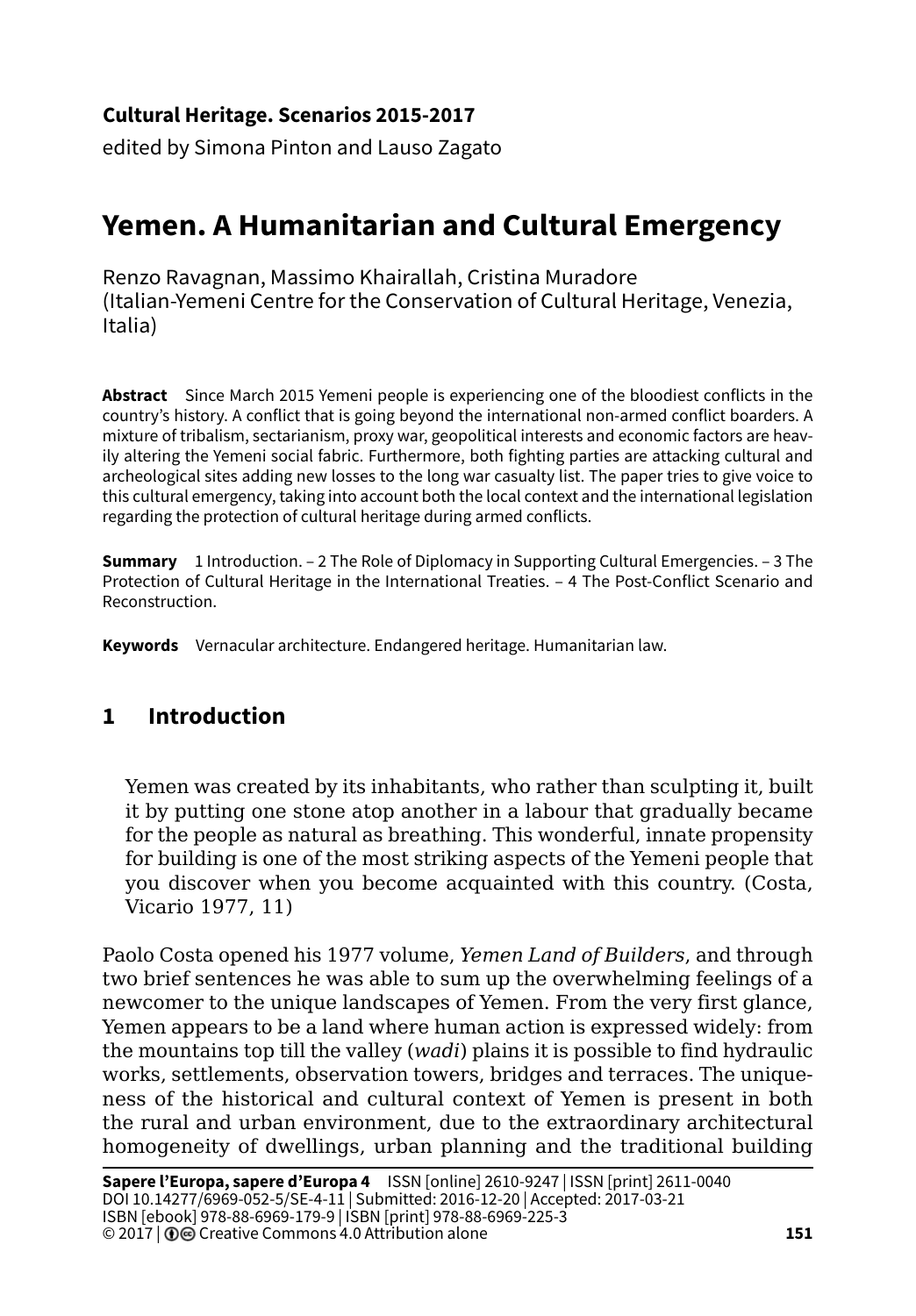**Cultural Heritage. Scenarios 2015-2017**

edited by Simona Pinton and Lauso Zagato

# Yemen. A Humanitarian and Cultural Emergency

Renzo Ravagnan, Massimo Khairallah, Cristina Muradore
(Italian-Yemeni Centre for the Conservation of Cultural Heritage, Venezia, Italia)

**Abstract** Since March 2015 Yemeni people is experiencing one of the bloodiest conflicts in the country's history. A conflict that is going beyond the international non-armed conflict boarders. A mixture of tribalism, sectarianism, proxy war, geopolitical interests and economic factors are heavily altering the Yemeni social fabric. Furthermore, both fighting parties are attacking cultural and archeological sites adding new losses to the long war casualty list. The paper tries to give voice to this cultural emergency, taking into account both the local context and the international legislation regarding the protection of cultural heritage during armed conflicts.

**Summary** 1 Introduction. – 2 The Role of Diplomacy in Supporting Cultural Emergencies. – 3 The Protection of Cultural Heritage in the International Treaties. – 4 The Post-Conflict Scenario and Reconstruction.

**Keywords** Vernacular architecture. Endangered heritage. Humanitarian law.

## 1 Introduction

> Yemen was created by its inhabitants, who rather than sculpting it, built it by putting one stone atop another in a labour that gradually became for the people as natural as breathing. This wonderful, innate propensity for building is one of the most striking aspects of the Yemeni people that you discover when you become acquainted with this country. (Costa, Vicario 1977, 11)

Paolo Costa opened his 1977 volume, *Yemen Land of Builders*, and through two brief sentences he was able to sum up the overwhelming feelings of a newcomer to the unique landscapes of Yemen. From the very first glance, Yemen appears to be a land where human action is expressed widely: from the mountains top till the valley (*wadi*) plains it is possible to find hydraulic works, settlements, observation towers, bridges and terraces. The uniqueness of the historical and cultural context of Yemen is present in both the rural and urban environment, due to the extraordinary architectural homogeneity of dwellings, urban planning and the traditional building

**Sapere l'Europa, sapere d'Europa 4** ISSN [online] 2610-9247 | ISSN [print] 2611-0040
DOI 10.14277/6969-052-5/SE-4-11 | Submitted: 2016-12-20 | Accepted: 2017-03-21
ISBN [ebook] 978-88-6969-179-9 | ISBN [print] 978-88-6969-225-3
© 2017 | Creative Commons 4.0 Attribution alone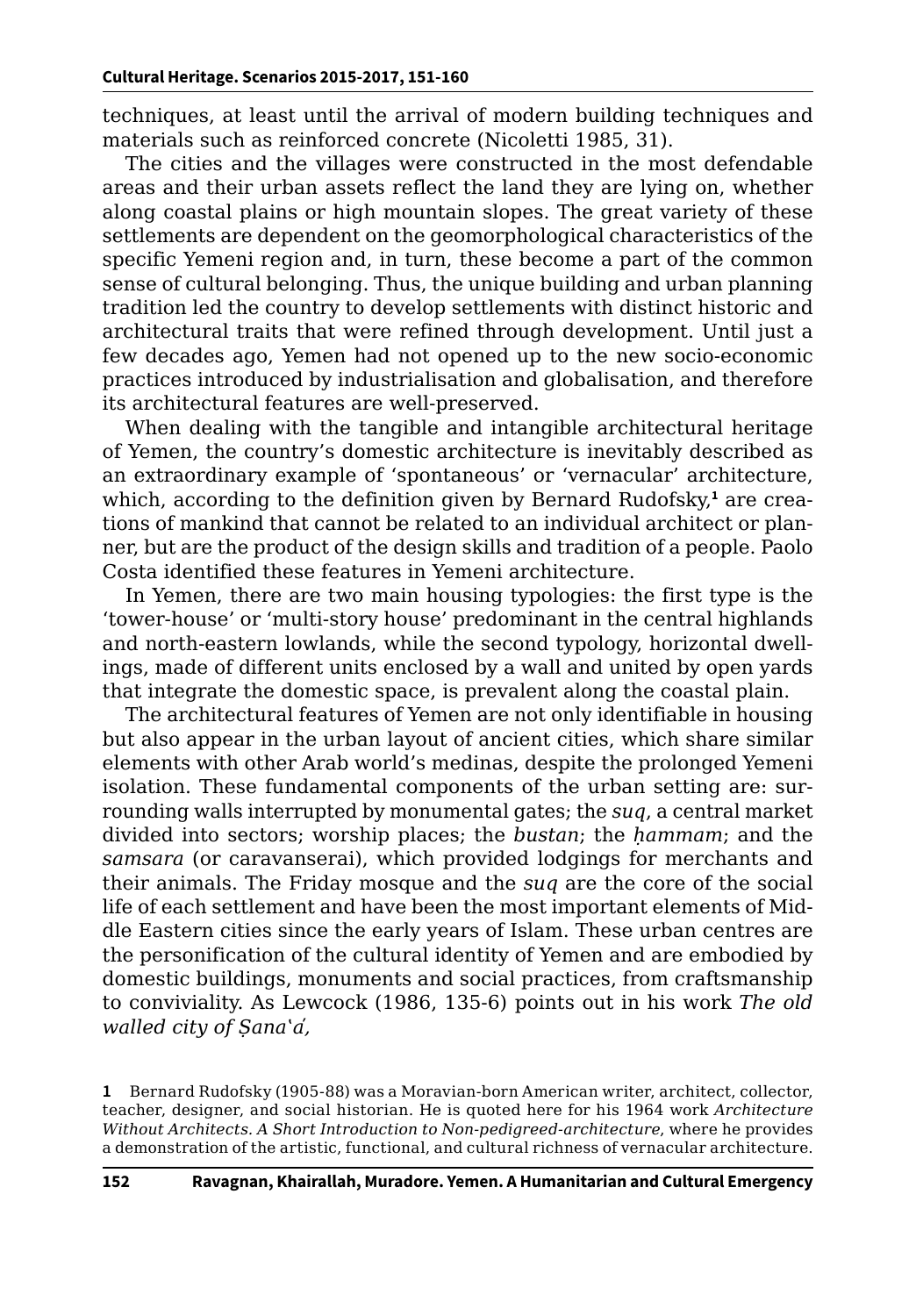techniques, at least until the arrival of modern building techniques and materials such as reinforced concrete (Nicoletti 1985, 31).

The cities and the villages were constructed in the most defendable areas and their urban assets reflect the land they are lying on, whether along coastal plains or high mountain slopes. The great variety of these settlements are dependent on the geomorphological characteristics of the specific Yemeni region and, in turn, these become a part of the common sense of cultural belonging. Thus, the unique building and urban planning tradition led the country to develop settlements with distinct historic and architectural traits that were refined through development. Until just a few decades ago, Yemen had not opened up to the new socio-economic practices introduced by industrialisation and globalisation, and therefore its architectural features are well-preserved.

When dealing with the tangible and intangible architectural heritage of Yemen, the country's domestic architecture is inevitably described as an extraordinary example of 'spontaneous' or 'vernacular' architecture, which, according to the definition given by Bernard Rudofsky,[1] are creations of mankind that cannot be related to an individual architect or planner, but are the product of the design skills and tradition of a people. Paolo Costa identified these features in Yemeni architecture.

In Yemen, there are two main housing typologies: the first type is the 'tower-house' or 'multi-story house' predominant in the central highlands and north-eastern lowlands, while the second typology, horizontal dwellings, made of different units enclosed by a wall and united by open yards that integrate the domestic space, is prevalent along the coastal plain.

The architectural features of Yemen are not only identifiable in housing but also appear in the urban layout of ancient cities, which share similar elements with other Arab world's medinas, despite the prolonged Yemeni isolation. These fundamental components of the urban setting are: surrounding walls interrupted by monumental gates; the *suq*, a central market divided into sectors; worship places; the *bustan*; the *ḥammam*; and the *samsara* (or caravanserai), which provided lodgings for merchants and their animals. The Friday mosque and the *suq* are the core of the social life of each settlement and have been the most important elements of Middle Eastern cities since the early years of Islam. These urban centres are the personification of the cultural identity of Yemen and are embodied by domestic buildings, monuments and social practices, from craftsmanship to conviviality. As Lewcock (1986, 135-6) points out in his work *The old walled city of Ṣanʿaʾ,*

1 Bernard Rudofsky (1905-88) was a Moravian-born American writer, architect, collector, teacher, designer, and social historian. He is quoted here for his 1964 work *Architecture Without Architects. A Short Introduction to Non-pedigreed-architecture*, where he provides a demonstration of the artistic, functional, and cultural richness of vernacular architecture.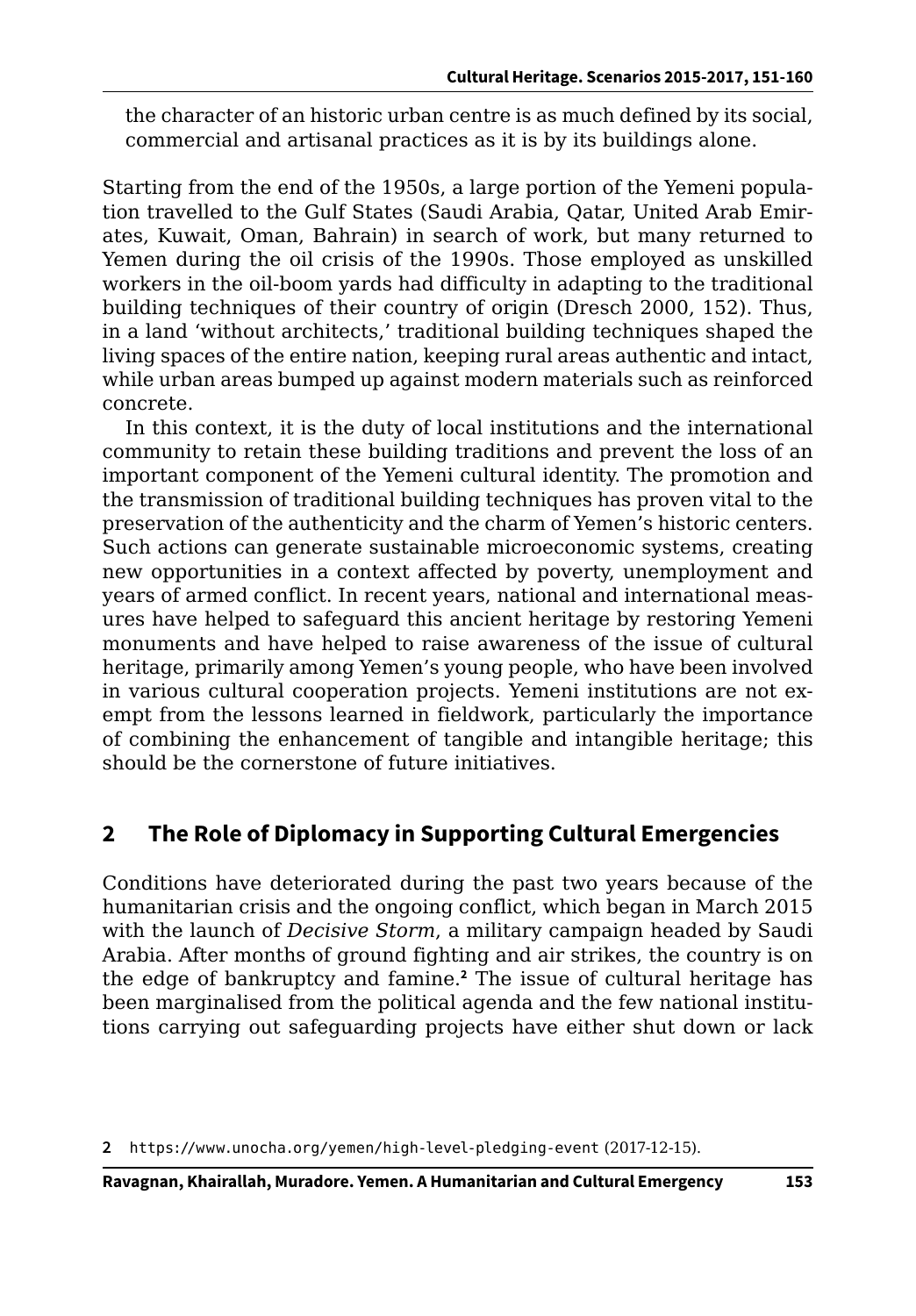the character of an historic urban centre is as much defined by its social, commercial and artisanal practices as it is by its buildings alone.

Starting from the end of the 1950s, a large portion of the Yemeni population travelled to the Gulf States (Saudi Arabia, Qatar, United Arab Emirates, Kuwait, Oman, Bahrain) in search of work, but many returned to Yemen during the oil crisis of the 1990s. Those employed as unskilled workers in the oil-boom yards had difficulty in adapting to the traditional building techniques of their country of origin (Dresch 2000, 152). Thus, in a land 'without architects,' traditional building techniques shaped the living spaces of the entire nation, keeping rural areas authentic and intact, while urban areas bumped up against modern materials such as reinforced concrete.

In this context, it is the duty of local institutions and the international community to retain these building traditions and prevent the loss of an important component of the Yemeni cultural identity. The promotion and the transmission of traditional building techniques has proven vital to the preservation of the authenticity and the charm of Yemen's historic centers. Such actions can generate sustainable microeconomic systems, creating new opportunities in a context affected by poverty, unemployment and years of armed conflict. In recent years, national and international measures have helped to safeguard this ancient heritage by restoring Yemeni monuments and have helped to raise awareness of the issue of cultural heritage, primarily among Yemen's young people, who have been involved in various cultural cooperation projects. Yemeni institutions are not exempt from the lessons learned in fieldwork, particularly the importance of combining the enhancement of tangible and intangible heritage; this should be the cornerstone of future initiatives.

## 2 The Role of Diplomacy in Supporting Cultural Emergencies

Conditions have deteriorated during the past two years because of the humanitarian crisis and the ongoing conflict, which began in March 2015 with the launch of *Decisive Storm*, a military campaign headed by Saudi Arabia. After months of ground fighting and air strikes, the country is on the edge of bankruptcy and famine.[2] The issue of cultural heritage has been marginalised from the political agenda and the few national institutions carrying out safeguarding projects have either shut down or lack

2 https://www.unocha.org/yemen/high-level-pledging-event (2017-12-15).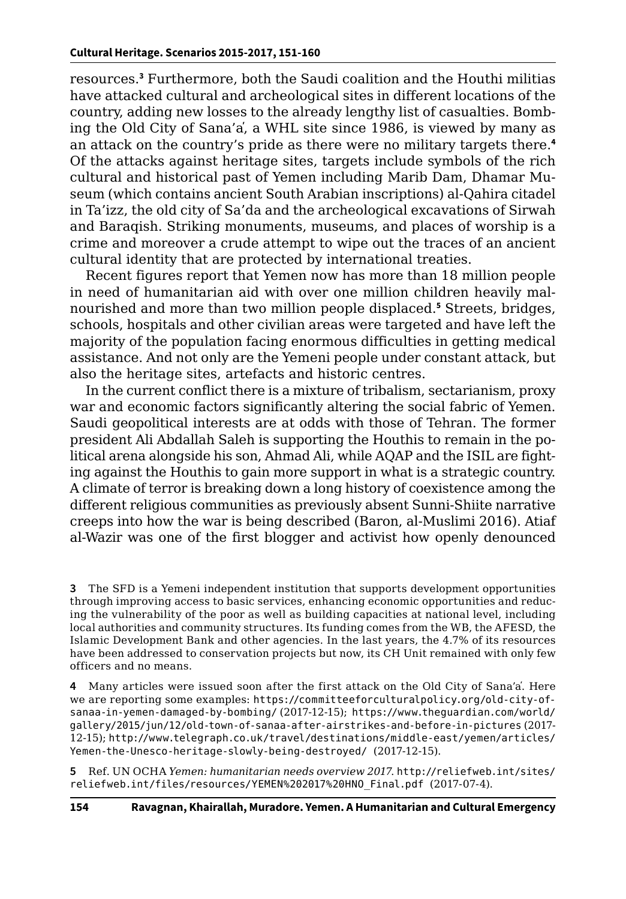resources.[3] Furthermore, both the Saudi coalition and the Houthi militias have attacked cultural and archeological sites in different locations of the country, adding new losses to the already lengthy list of casualties. Bombing the Old City of Sana'a', a WHL site since 1986, is viewed by many as an attack on the country's pride as there were no military targets there.[4] Of the attacks against heritage sites, targets include symbols of the rich cultural and historical past of Yemen including Marib Dam, Dhamar Museum (which contains ancient South Arabian inscriptions) al-Qahira citadel in Ta'izz, the old city of Sa'da and the archeological excavations of Sirwah and Baraqish. Striking monuments, museums, and places of worship is a crime and moreover a crude attempt to wipe out the traces of an ancient cultural identity that are protected by international treaties.

Recent figures report that Yemen now has more than 18 million people in need of humanitarian aid with over one million children heavily malnourished and more than two million people displaced.[5] Streets, bridges, schools, hospitals and other civilian areas were targeted and have left the majority of the population facing enormous difficulties in getting medical assistance. And not only are the Yemeni people under constant attack, but also the heritage sites, artefacts and historic centres.

In the current conflict there is a mixture of tribalism, sectarianism, proxy war and economic factors significantly altering the social fabric of Yemen. Saudi geopolitical interests are at odds with those of Tehran. The former president Ali Abdallah Saleh is supporting the Houthis to remain in the political arena alongside his son, Ahmad Ali, while AQAP and the ISIL are fighting against the Houthis to gain more support in what is a strategic country. A climate of terror is breaking down a long history of coexistence among the different religious communities as previously absent Sunni-Shiite narrative creeps into how the war is being described (Baron, al-Muslimi 2016). Atiaf al-Wazir was one of the first blogger and activist how openly denounced

**3** The SFD is a Yemeni independent institution that supports development opportunities through improving access to basic services, enhancing economic opportunities and reducing the vulnerability of the poor as well as building capacities at national level, including local authorities and community structures. Its funding comes from the WB, the AFESD, the Islamic Development Bank and other agencies. In the last years, the 4.7% of its resources have been addressed to conservation projects but now, its CH Unit remained with only few officers and no means.

**4** Many articles were issued soon after the first attack on the Old City of Sana'a'. Here we are reporting some examples: https://committeeforculturalpolicy.org/old-city-of-sanaa-in-yemen-damaged-by-bombing/ (2017-12-15); https://www.theguardian.com/world/gallery/2015/jun/12/old-town-of-sanaa-after-airstrikes-and-before-in-pictures (2017-12-15); http://www.telegraph.co.uk/travel/destinations/middle-east/yemen/articles/Yemen-the-Unesco-heritage-slowly-being-destroyed/ (2017-12-15).

**5** Ref. UN OCHA *Yemen: humanitarian needs overview 2017*. http://reliefweb.int/sites/reliefweb.int/files/resources/YEMEN%202017%20HNO_Final.pdf (2017-07-4).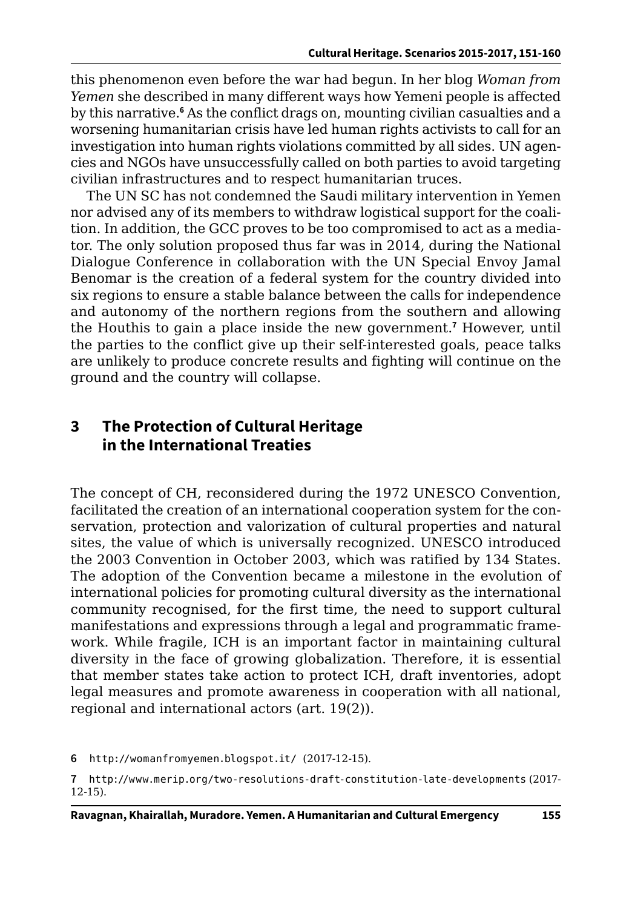this phenomenon even before the war had begun. In her blog *Woman from Yemen* she described in many different ways how Yemeni people is affected by this narrative.[6] As the conflict drags on, mounting civilian casualties and a worsening humanitarian crisis have led human rights activists to call for an investigation into human rights violations committed by all sides. UN agencies and NGOs have unsuccessfully called on both parties to avoid targeting civilian infrastructures and to respect humanitarian truces.

The UN SC has not condemned the Saudi military intervention in Yemen nor advised any of its members to withdraw logistical support for the coalition. In addition, the GCC proves to be too compromised to act as a mediator. The only solution proposed thus far was in 2014, during the National Dialogue Conference in collaboration with the UN Special Envoy Jamal Benomar is the creation of a federal system for the country divided into six regions to ensure a stable balance between the calls for independence and autonomy of the northern regions from the southern and allowing the Houthis to gain a place inside the new government.[7] However, until the parties to the conflict give up their self-interested goals, peace talks are unlikely to produce concrete results and fighting will continue on the ground and the country will collapse.

## 3 The Protection of Cultural Heritage in the International Treaties

The concept of CH, reconsidered during the 1972 UNESCO Convention, facilitated the creation of an international cooperation system for the conservation, protection and valorization of cultural properties and natural sites, the value of which is universally recognized. UNESCO introduced the 2003 Convention in October 2003, which was ratified by 134 States. The adoption of the Convention became a milestone in the evolution of international policies for promoting cultural diversity as the international community recognised, for the first time, the need to support cultural manifestations and expressions through a legal and programmatic framework. While fragile, ICH is an important factor in maintaining cultural diversity in the face of growing globalization. Therefore, it is essential that member states take action to protect ICH, draft inventories, adopt legal measures and promote awareness in cooperation with all national, regional and international actors (art. 19(2)).

6 http://womanfromyemen.blogspot.it/ (2017-12-15).

7 http://www.merip.org/two-resolutions-draft-constitution-late-developments (2017-12-15).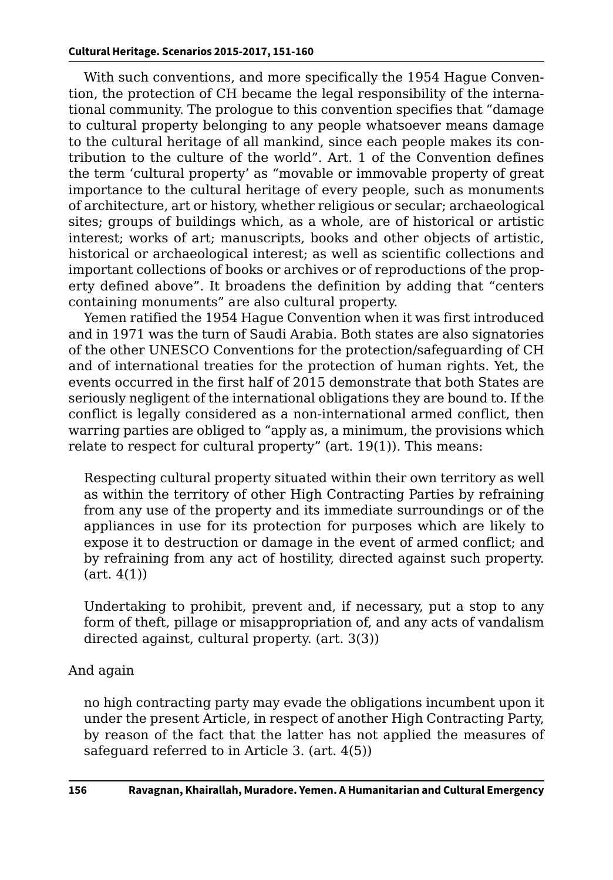With such conventions, and more specifically the 1954 Hague Convention, the protection of CH became the legal responsibility of the international community. The prologue to this convention specifies that "damage to cultural property belonging to any people whatsoever means damage to the cultural heritage of all mankind, since each people makes its contribution to the culture of the world". Art. 1 of the Convention defines the term 'cultural property' as "movable or immovable property of great importance to the cultural heritage of every people, such as monuments of architecture, art or history, whether religious or secular; archaeological sites; groups of buildings which, as a whole, are of historical or artistic interest; works of art; manuscripts, books and other objects of artistic, historical or archaeological interest; as well as scientific collections and important collections of books or archives or of reproductions of the property defined above". It broadens the definition by adding that "centers containing monuments" are also cultural property.

Yemen ratified the 1954 Hague Convention when it was first introduced and in 1971 was the turn of Saudi Arabia. Both states are also signatories of the other UNESCO Conventions for the protection/safeguarding of CH and of international treaties for the protection of human rights. Yet, the events occurred in the first half of 2015 demonstrate that both States are seriously negligent of the international obligations they are bound to. If the conflict is legally considered as a non-international armed conflict, then warring parties are obliged to "apply as, a minimum, the provisions which relate to respect for cultural property" (art. 19(1)). This means:

> Respecting cultural property situated within their own territory as well as within the territory of other High Contracting Parties by refraining from any use of the property and its immediate surroundings or of the appliances in use for its protection for purposes which are likely to expose it to destruction or damage in the event of armed conflict; and by refraining from any act of hostility, directed against such property. (art. 4(1))

> Undertaking to prohibit, prevent and, if necessary, put a stop to any form of theft, pillage or misappropriation of, and any acts of vandalism directed against, cultural property. (art. 3(3))

And again

> no high contracting party may evade the obligations incumbent upon it under the present Article, in respect of another High Contracting Party, by reason of the fact that the latter has not applied the measures of safeguard referred to in Article 3. (art. 4(5))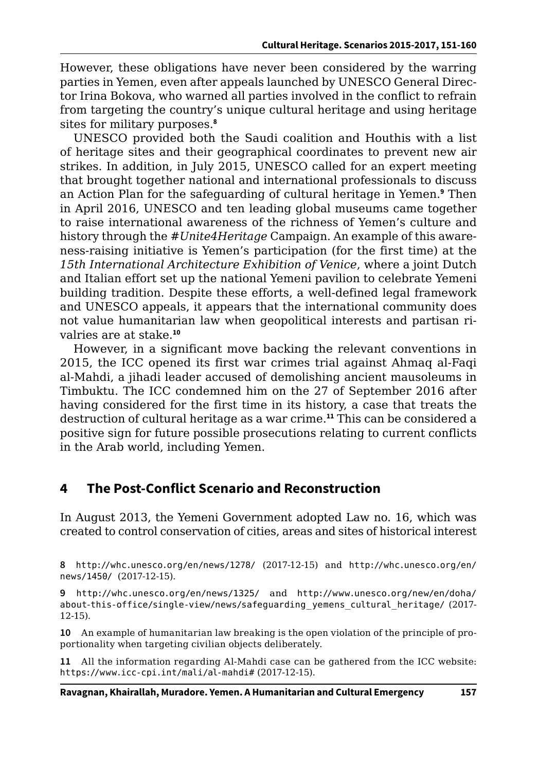However, these obligations have never been considered by the warring parties in Yemen, even after appeals launched by UNESCO General Director Irina Bokova, who warned all parties involved in the conflict to refrain from targeting the country's unique cultural heritage and using heritage sites for military purposes.[8]

UNESCO provided both the Saudi coalition and Houthis with a list of heritage sites and their geographical coordinates to prevent new air strikes. In addition, in July 2015, UNESCO called for an expert meeting that brought together national and international professionals to discuss an Action Plan for the safeguarding of cultural heritage in Yemen.[9] Then in April 2016, UNESCO and ten leading global museums came together to raise international awareness of the richness of Yemen's culture and history through the *#Unite4Heritage* Campaign. An example of this awareness-raising initiative is Yemen's participation (for the first time) at the *15th International Architecture Exhibition of Venice*, where a joint Dutch and Italian effort set up the national Yemeni pavilion to celebrate Yemeni building tradition. Despite these efforts, a well-defined legal framework and UNESCO appeals, it appears that the international community does not value humanitarian law when geopolitical interests and partisan rivalries are at stake.[10]

However, in a significant move backing the relevant conventions in 2015, the ICC opened its first war crimes trial against Ahmaq al-Faqi al-Mahdi, a jihadi leader accused of demolishing ancient mausoleums in Timbuktu. The ICC condemned him on the 27 of September 2016 after having considered for the first time in its history, a case that treats the destruction of cultural heritage as a war crime.[11] This can be considered a positive sign for future possible prosecutions relating to current conflicts in the Arab world, including Yemen.

## 4 The Post-Conflict Scenario and Reconstruction

In August 2013, the Yemeni Government adopted Law no. 16, which was created to control conservation of cities, areas and sites of historical interest

---

8 http://whc.unesco.org/en/news/1278/ (2017-12-15) and http://whc.unesco.org/en/news/1450/ (2017-12-15).

9 http://whc.unesco.org/en/news/1325/ and http://www.unesco.org/new/en/doha/about-this-office/single-view/news/safeguarding_yemens_cultural_heritage/ (2017-12-15).

10 An example of humanitarian law breaking is the open violation of the principle of proportionality when targeting civilian objects deliberately.

11 All the information regarding Al-Mahdi case can be gathered from the ICC website: https://www.icc-cpi.int/mali/al-mahdi# (2017-12-15).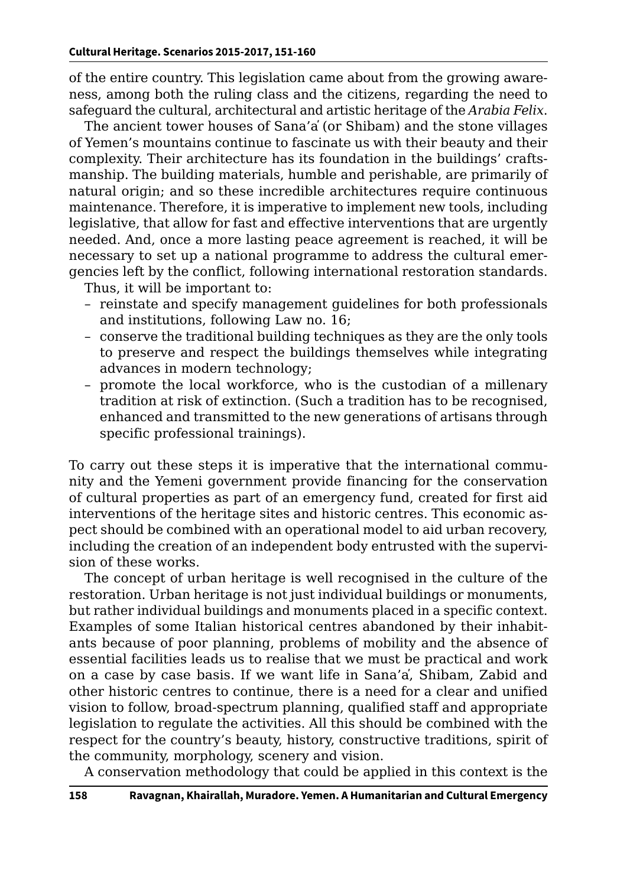of the entire country. This legislation came about from the growing awareness, among both the ruling class and the citizens, regarding the need to safeguard the cultural, architectural and artistic heritage of the *Arabia Felix*.

The ancient tower houses of Sana'a (or Shibam) and the stone villages of Yemen's mountains continue to fascinate us with their beauty and their complexity. Their architecture has its foundation in the buildings' craftsmanship. The building materials, humble and perishable, are primarily of natural origin; and so these incredible architectures require continuous maintenance. Therefore, it is imperative to implement new tools, including legislative, that allow for fast and effective interventions that are urgently needed. And, once a more lasting peace agreement is reached, it will be necessary to set up a national programme to address the cultural emergencies left by the conflict, following international restoration standards.

Thus, it will be important to:

- reinstate and specify management guidelines for both professionals and institutions, following Law no. 16;
- conserve the traditional building techniques as they are the only tools to preserve and respect the buildings themselves while integrating advances in modern technology;
- promote the local workforce, who is the custodian of a millenary tradition at risk of extinction. (Such a tradition has to be recognised, enhanced and transmitted to the new generations of artisans through specific professional trainings).

To carry out these steps it is imperative that the international community and the Yemeni government provide financing for the conservation of cultural properties as part of an emergency fund, created for first aid interventions of the heritage sites and historic centres. This economic aspect should be combined with an operational model to aid urban recovery, including the creation of an independent body entrusted with the supervision of these works.

The concept of urban heritage is well recognised in the culture of the restoration. Urban heritage is not just individual buildings or monuments, but rather individual buildings and monuments placed in a specific context. Examples of some Italian historical centres abandoned by their inhabitants because of poor planning, problems of mobility and the absence of essential facilities leads us to realise that we must be practical and work on a case by case basis. If we want life in Sana'a, Shibam, Zabid and other historic centres to continue, there is a need for a clear and unified vision to follow, broad-spectrum planning, qualified staff and appropriate legislation to regulate the activities. All this should be combined with the respect for the country's beauty, history, constructive traditions, spirit of the community, morphology, scenery and vision.

A conservation methodology that could be applied in this context is the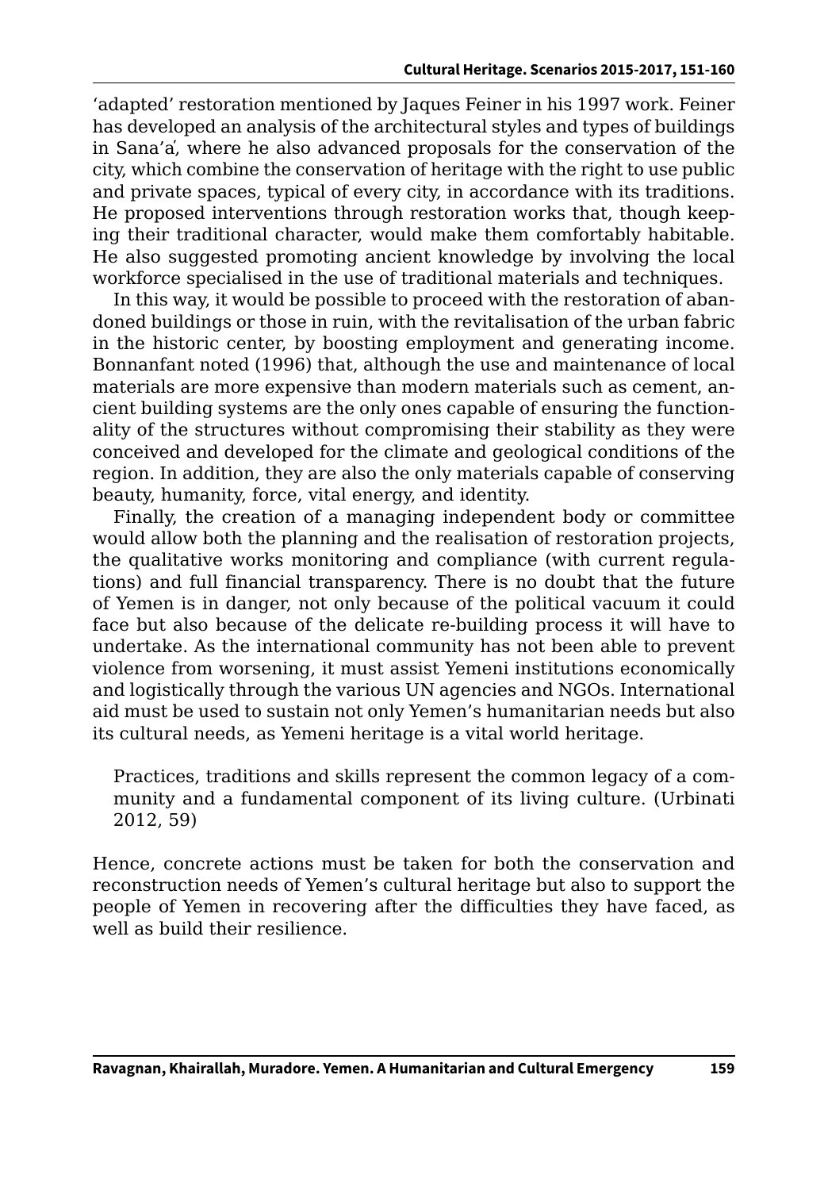'adapted' restoration mentioned by Jaques Feiner in his 1997 work. Feiner has developed an analysis of the architectural styles and types of buildings in Sana'a, where he also advanced proposals for the conservation of the city, which combine the conservation of heritage with the right to use public and private spaces, typical of every city, in accordance with its traditions. He proposed interventions through restoration works that, though keeping their traditional character, would make them comfortably habitable. He also suggested promoting ancient knowledge by involving the local workforce specialised in the use of traditional materials and techniques.

In this way, it would be possible to proceed with the restoration of abandoned buildings or those in ruin, with the revitalisation of the urban fabric in the historic center, by boosting employment and generating income. Bonnanfant noted (1996) that, although the use and maintenance of local materials are more expensive than modern materials such as cement, ancient building systems are the only ones capable of ensuring the functionality of the structures without compromising their stability as they were conceived and developed for the climate and geological conditions of the region. In addition, they are also the only materials capable of conserving beauty, humanity, force, vital energy, and identity.

Finally, the creation of a managing independent body or committee would allow both the planning and the realisation of restoration projects, the qualitative works monitoring and compliance (with current regulations) and full financial transparency. There is no doubt that the future of Yemen is in danger, not only because of the political vacuum it could face but also because of the delicate re-building process it will have to undertake. As the international community has not been able to prevent violence from worsening, it must assist Yemeni institutions economically and logistically through the various UN agencies and NGOs. International aid must be used to sustain not only Yemen's humanitarian needs but also its cultural needs, as Yemeni heritage is a vital world heritage.

> Practices, traditions and skills represent the common legacy of a community and a fundamental component of its living culture. (Urbinati 2012, 59)

Hence, concrete actions must be taken for both the conservation and reconstruction needs of Yemen's cultural heritage but also to support the people of Yemen in recovering after the difficulties they have faced, as well as build their resilience.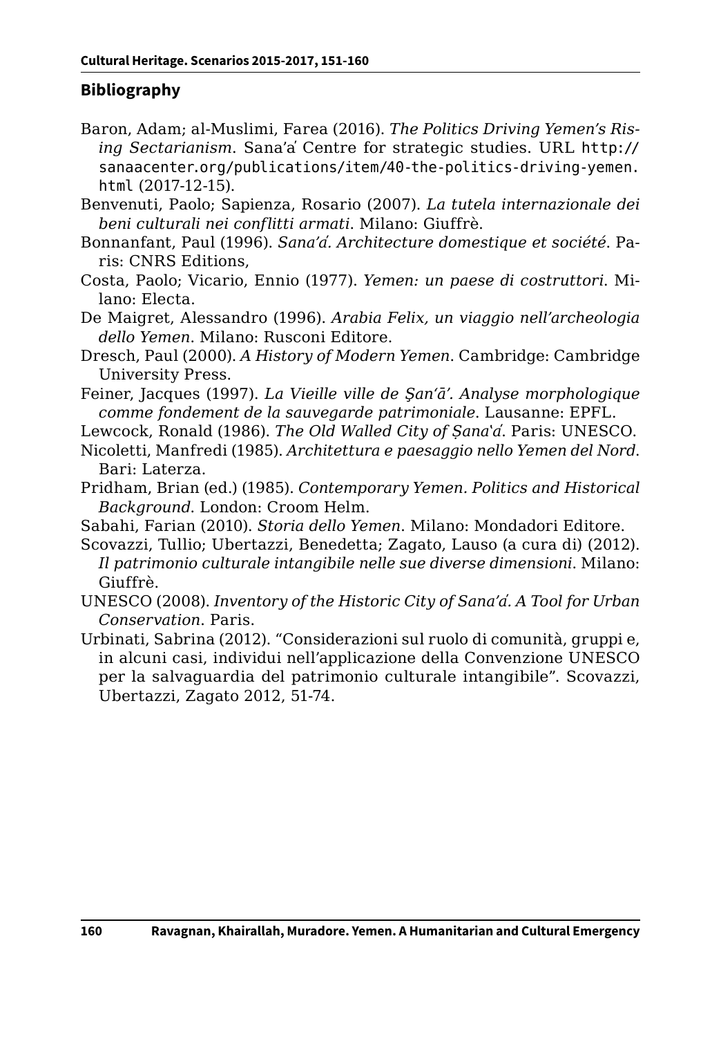## Bibliography

Baron, Adam; al-Muslimi, Farea (2016). *The Politics Driving Yemen's Rising Sectarianism*. Sana'a' Centre for strategic studies. URL http://sanaacenter.org/publications/item/40-the-politics-driving-yemen.html (2017-12-15).

Benvenuti, Paolo; Sapienza, Rosario (2007). *La tutela internazionale dei beni culturali nei conflitti armati*. Milano: Giuffrè.

Bonnanfant, Paul (1996). *Sana'á. Architecture domestique et société*. Paris: CNRS Editions,

Costa, Paolo; Vicario, Ennio (1977). *Yemen: un paese di costruttori*. Milano: Electa.

De Maigret, Alessandro (1996). *Arabia Felix, un viaggio nell'archeologia dello Yemen*. Milano: Rusconi Editore.

Dresch, Paul (2000). *A History of Modern Yemen*. Cambridge: Cambridge University Press.

Feiner, Jacques (1997). *La Vieille ville de Ṣan'ā'. Analyse morphologique comme fondement de la sauvegarde patrimoniale*. Lausanne: EPFL.

Lewcock, Ronald (1986). *The Old Walled City of Ṣana'á*. Paris: UNESCO.

Nicoletti, Manfredi (1985). *Architettura e paesaggio nello Yemen del Nord*. Bari: Laterza.

Pridham, Brian (ed.) (1985). *Contemporary Yemen. Politics and Historical Background*. London: Croom Helm.

Sabahi, Farian (2010). *Storia dello Yemen*. Milano: Mondadori Editore.

Scovazzi, Tullio; Ubertazzi, Benedetta; Zagato, Lauso (a cura di) (2012). *Il patrimonio culturale intangibile nelle sue diverse dimensioni*. Milano: Giuffrè.

UNESCO (2008). *Inventory of the Historic City of Sana'á. A Tool for Urban Conservation*. Paris.

Urbinati, Sabrina (2012). "Considerazioni sul ruolo di comunità, gruppi e, in alcuni casi, individui nell'applicazione della Convenzione UNESCO per la salvaguardia del patrimonio culturale intangibile". Scovazzi, Ubertazzi, Zagato 2012, 51-74.